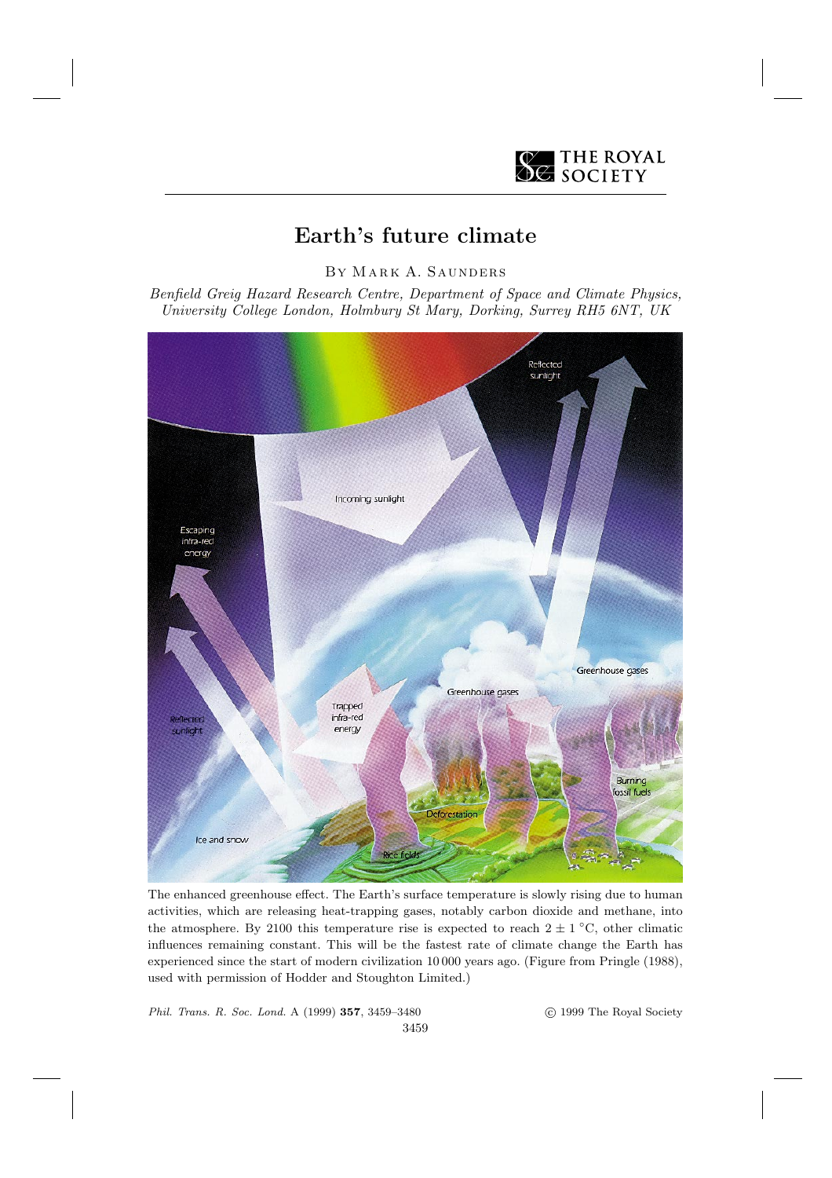# Earth's future climate

By Mark A. Saunders

*Benfield Greig Hazard Research Centre, Department of Space and Climate Physics, University College London, Holmbury St Mary, Dorking, Surrey RH5 6NT, UK*

The enhanced greenhouse effect. The Earth's surface temperature is slowly rising due to human activities, which are releasing heat-trapping gases, notably carbon dioxide and methane, into the atmosphere. By 2100 this temperature rise is expected to reach $2 \pm 1$ °C, other climatic influences remaining constant. This will be the fastest rate of climate change the Earth has experienced since the start of modern civilization 10 000 years ago. (Figure from Pringle (1988), used with permission of Hodder and Stoughton Limited.)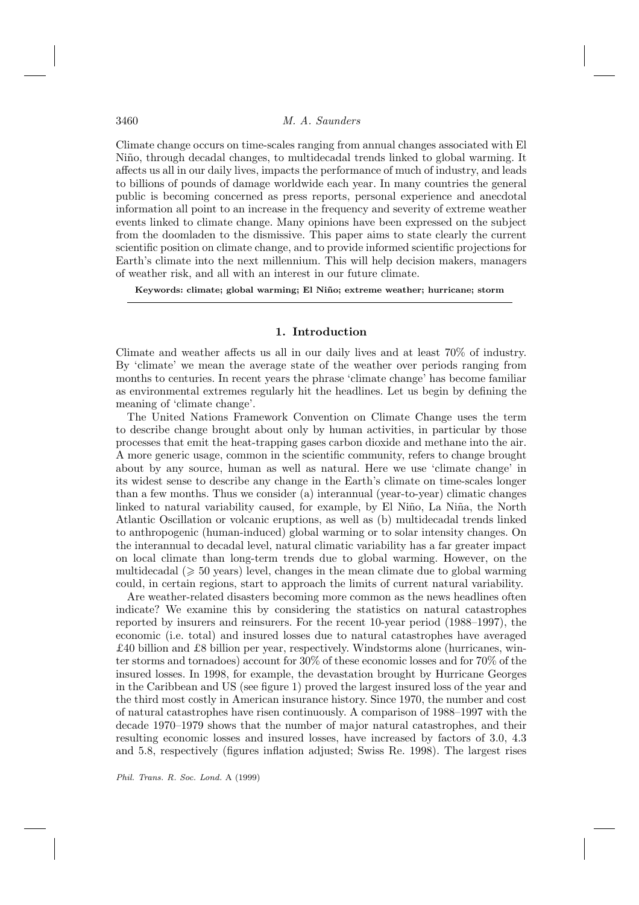Climate change occurs on time-scales ranging from annual changes associated with El Niño, through decadal changes, to multidecadal trends linked to global warming. It affects us all in our daily lives, impacts the performance of much of industry, and leads to billions of pounds of damage worldwide each year. In many countries the general public is becoming concerned as press reports, personal experience and anecdotal information all point to an increase in the frequency and severity of extreme weather events linked to climate change. Many opinions have been expressed on the subject from the doomladen to the dismissive. This paper aims to state clearly the current scientific position on climate change, and to provide informed scientific projections for Earth's climate into the next millennium. This will help decision makers, managers of weather risk, and all with an interest in our future climate.

**Keywords: climate; global warming; El Niño; extreme weather; hurricane; storm**

## 1. Introduction

Climate and weather affects us all in our daily lives and at least 70% of industry. By 'climate' we mean the average state of the weather over periods ranging from months to centuries. In recent years the phrase 'climate change' has become familiar as environmental extremes regularly hit the headlines. Let us begin by defining the meaning of 'climate change'.

The United Nations Framework Convention on Climate Change uses the term to describe change brought about only by human activities, in particular by those processes that emit the heat-trapping gases carbon dioxide and methane into the air. A more generic usage, common in the scientific community, refers to change brought about by any source, human as well as natural. Here we use 'climate change' in its widest sense to describe any change in the Earth's climate on time-scales longer than a few months. Thus we consider (a) interannual (year-to-year) climatic changes linked to natural variability caused, for example, by El Niño, La Niña, the North Atlantic Oscillation or volcanic eruptions, as well as (b) multidecadal trends linked to anthropogenic (human-induced) global warming or to solar intensity changes. On the interannual to decadal level, natural climatic variability has a far greater impact on local climate than long-term trends due to global warming. However, on the multidecadal ($\geqslant 50$ years) level, changes in the mean climate due to global warming could, in certain regions, start to approach the limits of current natural variability.

Are weather-related disasters becoming more common as the news headlines often indicate? We examine this by considering the statistics on natural catastrophes reported by insurers and reinsurers. For the recent 10-year period (1988–1997), the economic (i.e. total) and insured losses due to natural catastrophes have averaged £40 billion and £8 billion per year, respectively. Windstorms alone (hurricanes, winter storms and tornadoes) account for 30% of these economic losses and for 70% of the insured losses. In 1998, for example, the devastation brought by Hurricane Georges in the Caribbean and US (see figure 1) proved the largest insured loss of the year and the third most costly in American insurance history. Since 1970, the number and cost of natural catastrophes have risen continuously. A comparison of 1988–1997 with the decade 1970–1979 shows that the number of major natural catastrophes, and their resulting economic losses and insured losses, have increased by factors of 3.0, 4.3 and 5.8, respectively (figures inflation adjusted; Swiss Re. 1998). The largest rises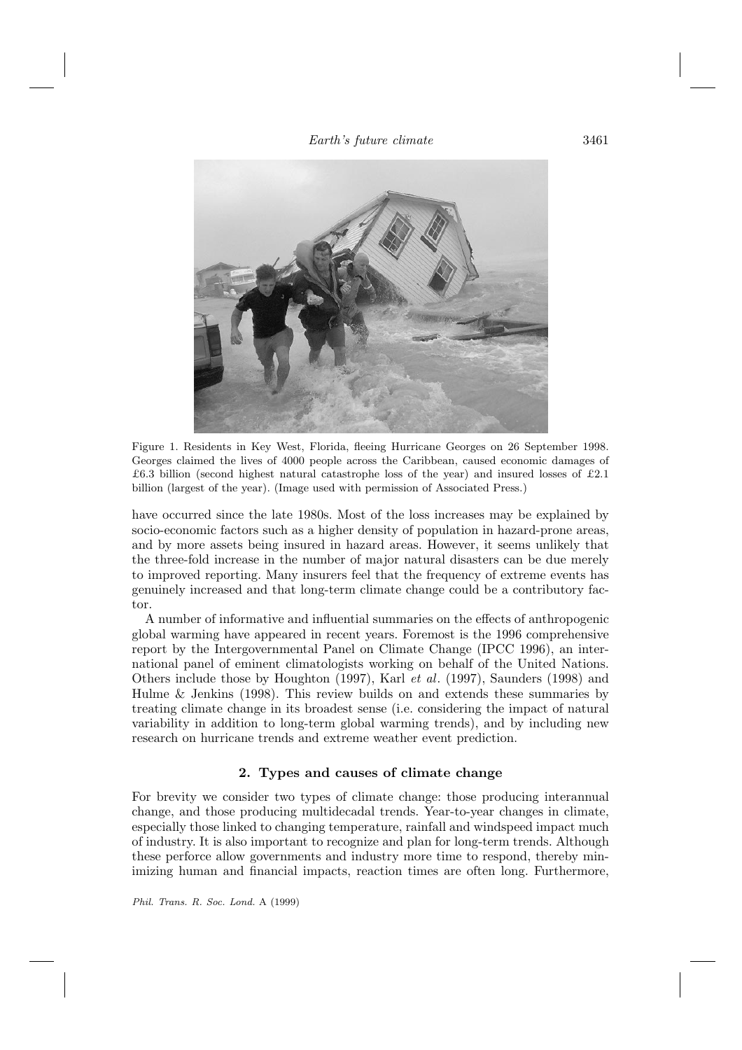Figure 1. Residents in Key West, Florida, fleeing Hurricane Georges on 26 September 1998. Georges claimed the lives of 4000 people across the Caribbean, caused economic damages of £6.3 billion (second highest natural catastrophe loss of the year) and insured losses of £2.1 billion (largest of the year). (Image used with permission of Associated Press.)

have occurred since the late 1980s. Most of the loss increases may be explained by socio-economic factors such as a higher density of population in hazard-prone areas, and by more assets being insured in hazard areas. However, it seems unlikely that the three-fold increase in the number of major natural disasters can be due merely to improved reporting. Many insurers feel that the frequency of extreme events has genuinely increased and that long-term climate change could be a contributory factor.

A number of informative and influential summaries on the effects of anthropogenic global warming have appeared in recent years. Foremost is the 1996 comprehensive report by the Intergovernmental Panel on Climate Change (IPCC 1996), an international panel of eminent climatologists working on behalf of the United Nations. Others include those by Houghton (1997), Karl *et al*. (1997), Saunders (1998) and Hulme & Jenkins (1998). This review builds on and extends these summaries by treating climate change in its broadest sense (i.e. considering the impact of natural variability in addition to long-term global warming trends), and by including new research on hurricane trends and extreme weather event prediction.

## 2. Types and causes of climate change

For brevity we consider two types of climate change: those producing interannual change, and those producing multidecadal trends. Year-to-year changes in climate, especially those linked to changing temperature, rainfall and windspeed impact much of industry. It is also important to recognize and plan for long-term trends. Although these perforce allow governments and industry more time to respond, thereby minimizing human and financial impacts, reaction times are often long. Furthermore,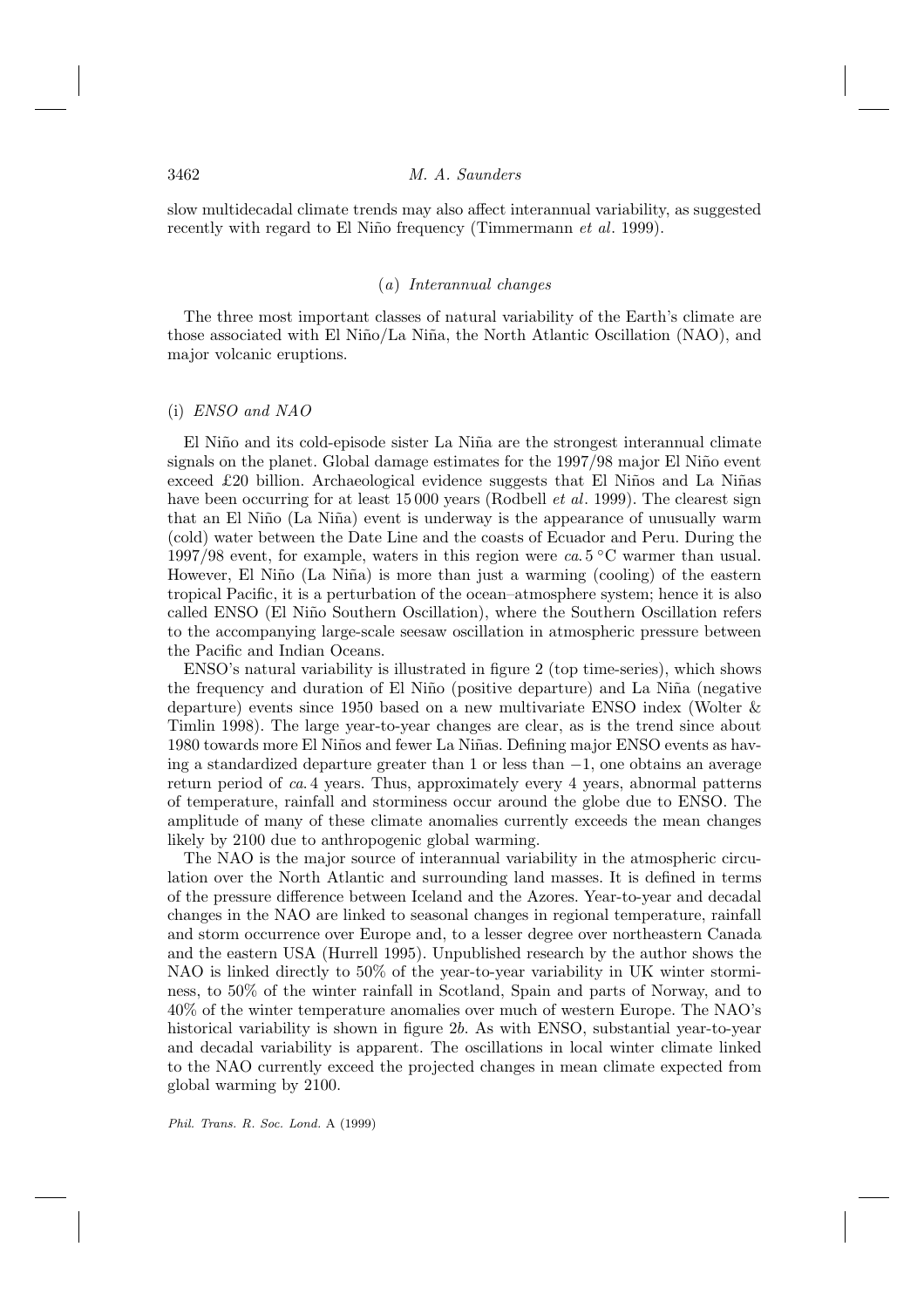slow multidecadal climate trends may also affect interannual variability, as suggested recently with regard to El Niño frequency (Timmermann *et al*. 1999).

### (*a*) *Interannual changes*

The three most important classes of natural variability of the Earth's climate are those associated with El Niño/La Niña, the North Atlantic Oscillation (NAO), and major volcanic eruptions.

#### (i) *ENSO and NAO*

El Niño and its cold-episode sister La Niña are the strongest interannual climate signals on the planet. Global damage estimates for the 1997/98 major El Niño event exceed £20 billion. Archaeological evidence suggests that El Niños and La Niñas have been occurring for at least 15 000 years (Rodbell *et al*. 1999). The clearest sign that an El Niño (La Niña) event is underway is the appearance of unusually warm (cold) water between the Date Line and the coasts of Ecuador and Peru. During the 1997/98 event, for example, waters in this region were *ca*. 5 °C warmer than usual. However, El Niño (La Niña) is more than just a warming (cooling) of the eastern tropical Pacific, it is a perturbation of the ocean–atmosphere system; hence it is also called ENSO (El Niño Southern Oscillation), where the Southern Oscillation refers to the accompanying large-scale seesaw oscillation in atmospheric pressure between the Pacific and Indian Oceans.

ENSO's natural variability is illustrated in figure 2 (top time-series), which shows the frequency and duration of El Niño (positive departure) and La Niña (negative departure) events since 1950 based on a new multivariate ENSO index (Wolter & Timlin 1998). The large year-to-year changes are clear, as is the trend since about 1980 towards more El Niños and fewer La Niñas. Defining major ENSO events as having a standardized departure greater than 1 or less than $-1$, one obtains an average return period of *ca*. 4 years. Thus, approximately every 4 years, abnormal patterns of temperature, rainfall and storminess occur around the globe due to ENSO. The amplitude of many of these climate anomalies currently exceeds the mean changes likely by 2100 due to anthropogenic global warming.

The NAO is the major source of interannual variability in the atmospheric circulation over the North Atlantic and surrounding land masses. It is defined in terms of the pressure difference between Iceland and the Azores. Year-to-year and decadal changes in the NAO are linked to seasonal changes in regional temperature, rainfall and storm occurrence over Europe and, to a lesser degree over northeastern Canada and the eastern USA (Hurrell 1995). Unpublished research by the author shows the NAO is linked directly to 50% of the year-to-year variability in UK winter storminess, to 50% of the winter rainfall in Scotland, Spain and parts of Norway, and to 40% of the winter temperature anomalies over much of western Europe. The NAO's historical variability is shown in figure 2*b*. As with ENSO, substantial year-to-year and decadal variability is apparent. The oscillations in local winter climate linked to the NAO currently exceed the projected changes in mean climate expected from global warming by 2100.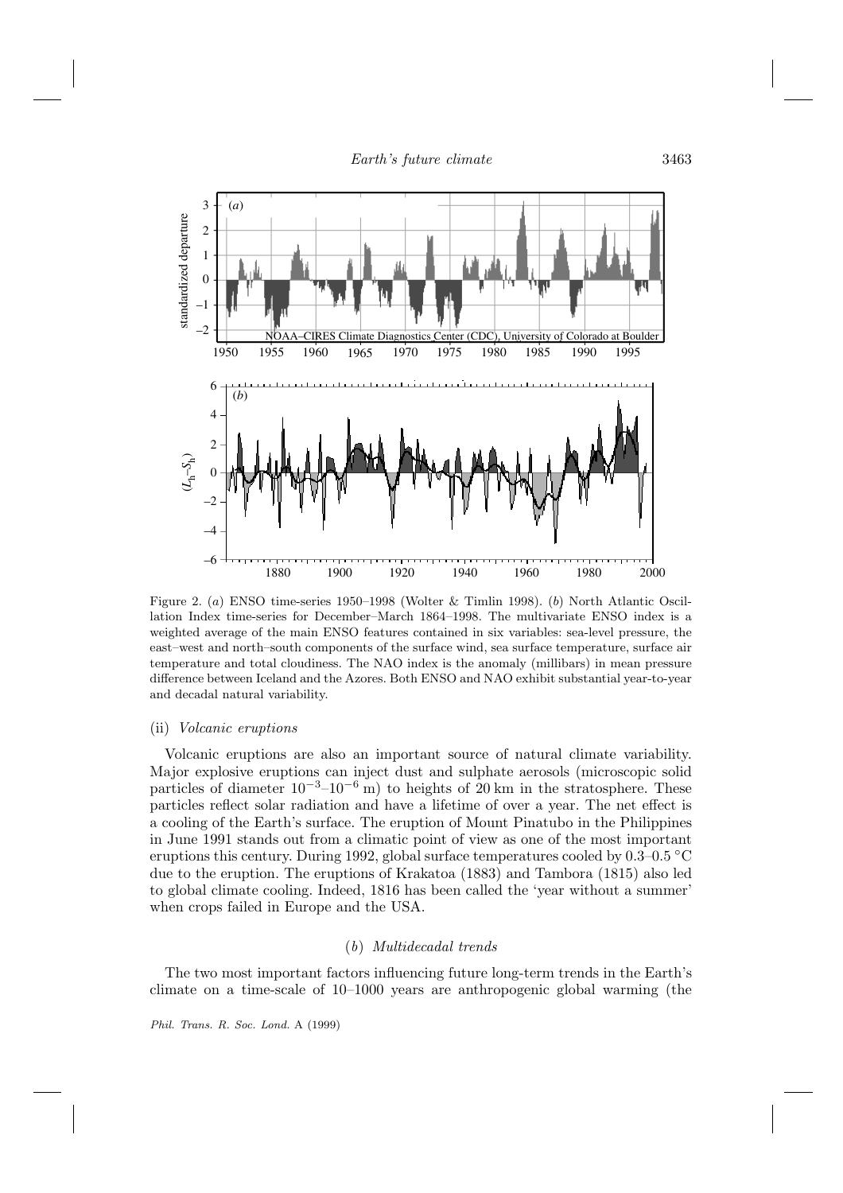Figure 2. (*a*) ENSO time-series 1950–1998 (Wolter & Timlin 1998). (*b*) North Atlantic Oscillation Index time-series for December–March 1864–1998. The multivariate ENSO index is a weighted average of the main ENSO features contained in six variables: sea-level pressure, the east–west and north–south components of the surface wind, sea surface temperature, surface air temperature and total cloudiness. The NAO index is the anomaly (millibars) in mean pressure difference between Iceland and the Azores. Both ENSO and NAO exhibit substantial year-to-year and decadal natural variability.

#### (ii) *Volcanic eruptions*

Volcanic eruptions are also an important source of natural climate variability. Major explosive eruptions can inject dust and sulphate aerosols (microscopic solid particles of diameter $10^{-3}$–$10^{-6}$ m) to heights of 20 km in the stratosphere. These particles reflect solar radiation and have a lifetime of over a year. The net effect is a cooling of the Earth's surface. The eruption of Mount Pinatubo in the Philippines in June 1991 stands out from a climatic point of view as one of the most important eruptions this century. During 1992, global surface temperatures cooled by 0.3–0.5 °C due to the eruption. The eruptions of Krakatoa (1883) and Tambora (1815) also led to global climate cooling. Indeed, 1816 has been called the 'year without a summer' when crops failed in Europe and the USA.

### (*b*) *Multidecadal trends*

The two most important factors influencing future long-term trends in the Earth's climate on a time-scale of 10–1000 years are anthropogenic global warming (the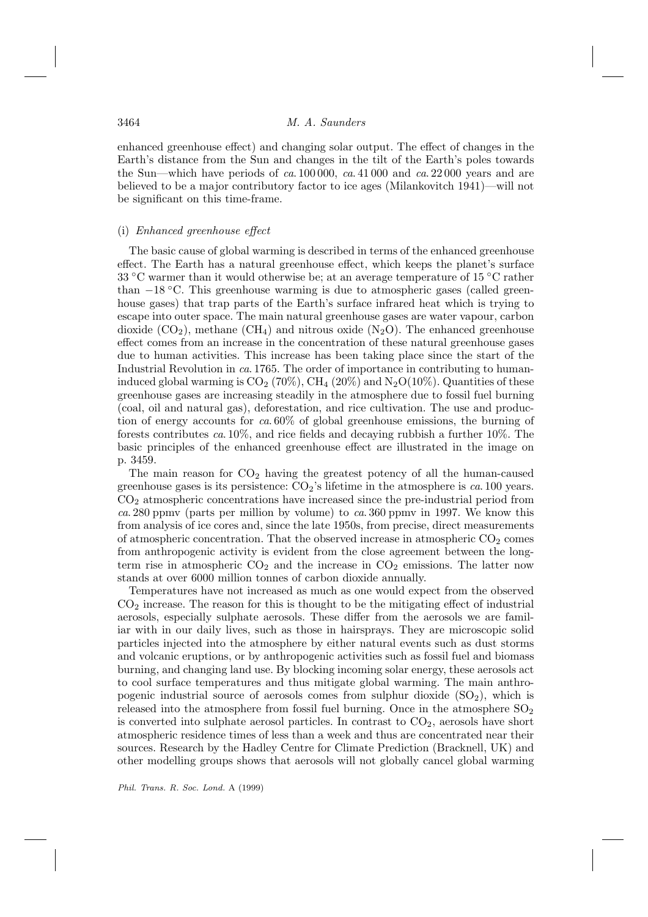enhanced greenhouse effect) and changing solar output. The effect of changes in the Earth's distance from the Sun and changes in the tilt of the Earth's poles towards the Sun—which have periods of *ca.* 100 000, *ca.* 41 000 and *ca.* 22 000 years and are believed to be a major contributory factor to ice ages (Milankovitch 1941)—will not be significant on this time-frame.

### (i) *Enhanced greenhouse effect*

The basic cause of global warming is described in terms of the enhanced greenhouse effect. The Earth has a natural greenhouse effect, which keeps the planet's surface 33 °C warmer than it would otherwise be; at an average temperature of 15 °C rather than −18 °C. This greenhouse warming is due to atmospheric gases (called greenhouse gases) that trap parts of the Earth's surface infrared heat which is trying to escape into outer space. The main natural greenhouse gases are water vapour, carbon dioxide ($CO_2$), methane ($CH_4$) and nitrous oxide ($N_2O$). The enhanced greenhouse effect comes from an increase in the concentration of these natural greenhouse gases due to human activities. This increase has been taking place since the start of the Industrial Revolution in *ca.* 1765. The order of importance in contributing to human-induced global warming is $CO_2$ (70%), $CH_4$ (20%) and $N_2O$(10%). Quantities of these greenhouse gases are increasing steadily in the atmosphere due to fossil fuel burning (coal, oil and natural gas), deforestation, and rice cultivation. The use and production of energy accounts for *ca.* 60% of global greenhouse emissions, the burning of forests contributes *ca.* 10%, and rice fields and decaying rubbish a further 10%. The basic principles of the enhanced greenhouse effect are illustrated in the image on p. 3459.

The main reason for $CO_2$ having the greatest potency of all the human-caused greenhouse gases is its persistence: $CO_2$'s lifetime in the atmosphere is *ca.* 100 years. $CO_2$ atmospheric concentrations have increased since the pre-industrial period from *ca.* 280 ppmv (parts per million by volume) to *ca.* 360 ppmv in 1997. We know this from analysis of ice cores and, since the late 1950s, from precise, direct measurements of atmospheric concentration. That the observed increase in atmospheric $CO_2$ comes from anthropogenic activity is evident from the close agreement between the long-term rise in atmospheric $CO_2$ and the increase in $CO_2$ emissions. The latter now stands at over 6000 million tonnes of carbon dioxide annually.

Temperatures have not increased as much as one would expect from the observed $CO_2$ increase. The reason for this is thought to be the mitigating effect of industrial aerosols, especially sulphate aerosols. These differ from the aerosols we are familiar with in our daily lives, such as those in hairsprays. They are microscopic solid particles injected into the atmosphere by either natural events such as dust storms and volcanic eruptions, or by anthropogenic activities such as fossil fuel and biomass burning, and changing land use. By blocking incoming solar energy, these aerosols act to cool surface temperatures and thus mitigate global warming. The main anthropogenic industrial source of aerosols comes from sulphur dioxide ($SO_2$), which is released into the atmosphere from fossil fuel burning. Once in the atmosphere $SO_2$ is converted into sulphate aerosol particles. In contrast to $CO_2$, aerosols have short atmospheric residence times of less than a week and thus are concentrated near their sources. Research by the Hadley Centre for Climate Prediction (Bracknell, UK) and other modelling groups shows that aerosols will not globally cancel global warming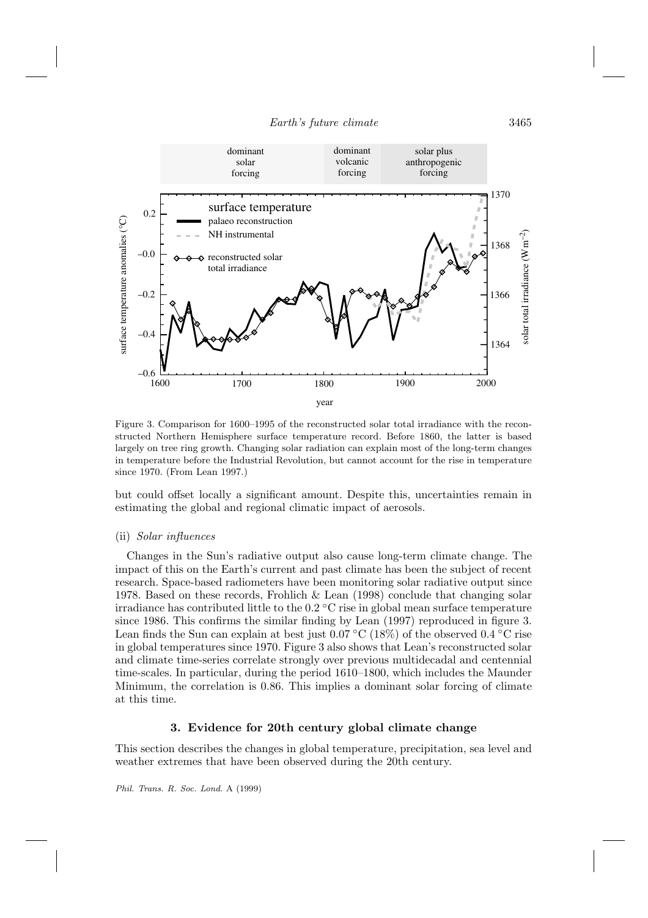Figure 3. Comparison for 1600–1995 of the reconstructed solar total irradiance with the reconstructed Northern Hemisphere surface temperature record. Before 1860, the latter is based largely on tree ring growth. Changing solar radiation can explain most of the long-term changes in temperature before the Industrial Revolution, but cannot account for the rise in temperature since 1970. (From Lean 1997.)

but could offset locally a significant amount. Despite this, uncertainties remain in estimating the global and regional climatic impact of aerosols.

### (ii) *Solar influences*

Changes in the Sun's radiative output also cause long-term climate change. The impact of this on the Earth's current and past climate has been the subject of recent research. Space-based radiometers have been monitoring solar radiative output since 1978. Based on these records, Frohlich & Lean (1998) conclude that changing solar irradiance has contributed little to the 0.2 °C rise in global mean surface temperature since 1986. This confirms the similar finding by Lean (1997) reproduced in figure 3. Lean finds the Sun can explain at best just 0.07 °C (18%) of the observed 0.4 °C rise in global temperatures since 1970. Figure 3 also shows that Lean's reconstructed solar and climate time-series correlate strongly over previous multidecadal and centennial time-scales. In particular, during the period 1610–1800, which includes the Maunder Minimum, the correlation is 0.86. This implies a dominant solar forcing of climate at this time.

## 3. Evidence for 20th century global climate change

This section describes the changes in global temperature, precipitation, sea level and weather extremes that have been observed during the 20th century.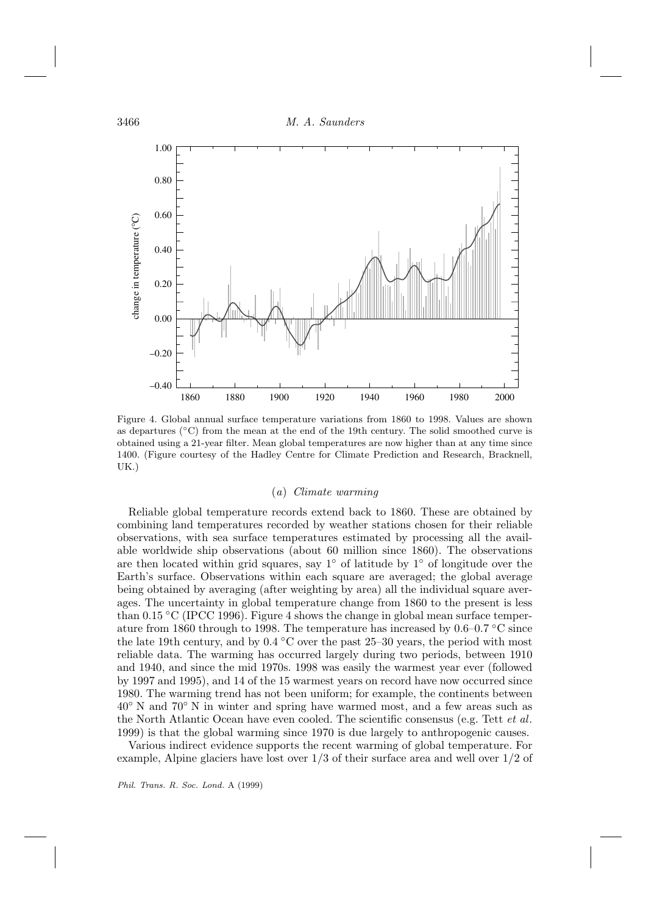Figure 4. Global annual surface temperature variations from 1860 to 1998. Values are shown as departures (°C) from the mean at the end of the 19th century. The solid smoothed curve is obtained using a 21-year filter. Mean global temperatures are now higher than at any time since 1400. (Figure courtesy of the Hadley Centre for Climate Prediction and Research, Bracknell, UK.)

### (*a*) *Climate warming*

Reliable global temperature records extend back to 1860. These are obtained by combining land temperatures recorded by weather stations chosen for their reliable observations, with sea surface temperatures estimated by processing all the available worldwide ship observations (about 60 million since 1860). The observations are then located within grid squares, say 1° of latitude by 1° of longitude over the Earth's surface. Observations within each square are averaged; the global average being obtained by averaging (after weighting by area) all the individual square averages. The uncertainty in global temperature change from 1860 to the present is less than 0.15 °C (IPCC 1996). Figure 4 shows the change in global mean surface temperature from 1860 through to 1998. The temperature has increased by 0.6–0.7 °C since the late 19th century, and by 0.4 °C over the past 25–30 years, the period with most reliable data. The warming has occurred largely during two periods, between 1910 and 1940, and since the mid 1970s. 1998 was easily the warmest year ever (followed by 1997 and 1995), and 14 of the 15 warmest years on record have now occurred since 1980. The warming trend has not been uniform; for example, the continents between 40° N and 70° N in winter and spring have warmed most, and a few areas such as the North Atlantic Ocean have even cooled. The scientific consensus (e.g. Tett *et al*. 1999) is that the global warming since 1970 is due largely to anthropogenic causes.

Various indirect evidence supports the recent warming of global temperature. For example, Alpine glaciers have lost over 1/3 of their surface area and well over 1/2 of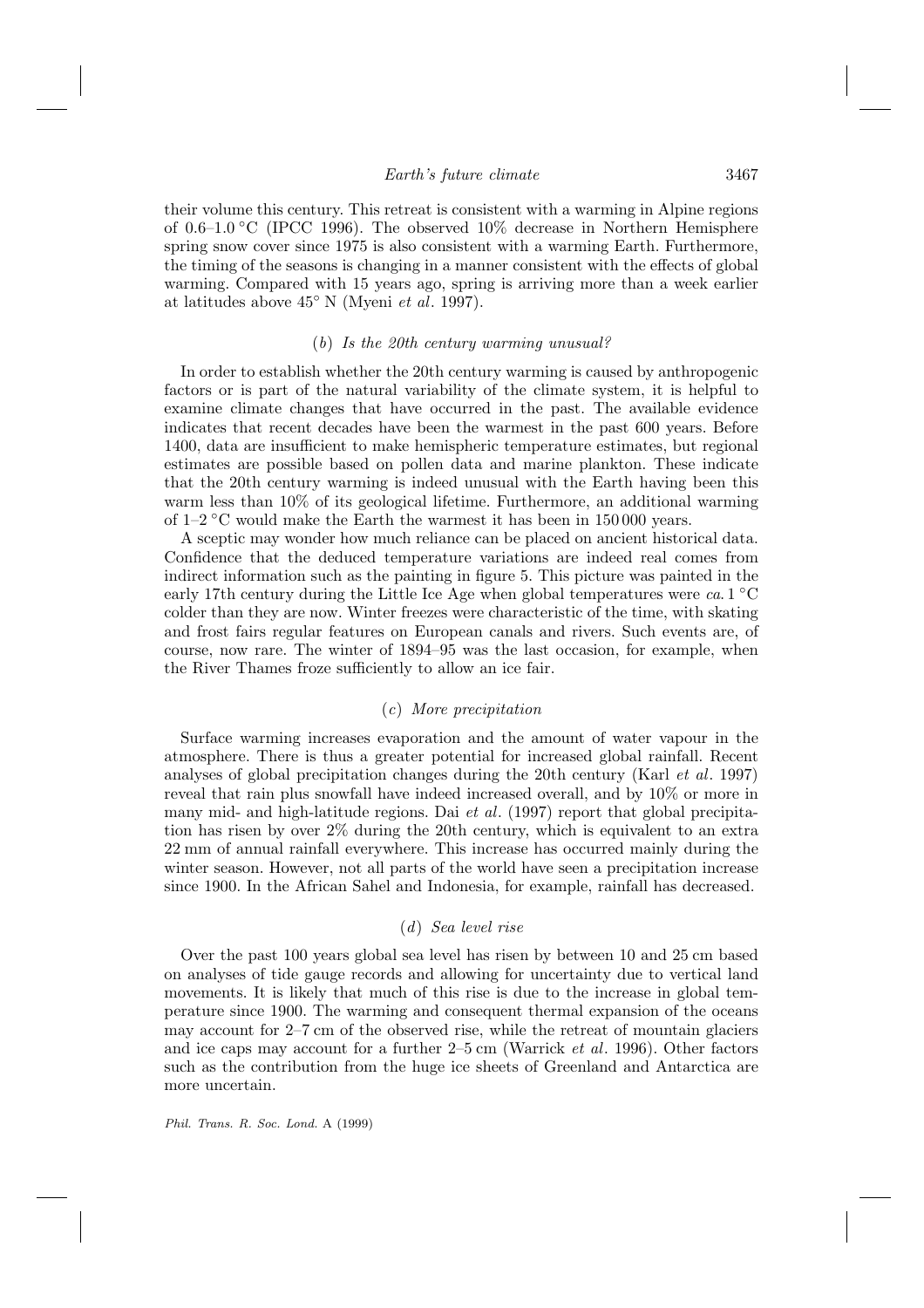their volume this century. This retreat is consistent with a warming in Alpine regions of 0.6–1.0 °C (IPCC 1996). The observed 10% decrease in Northern Hemisphere spring snow cover since 1975 is also consistent with a warming Earth. Furthermore, the timing of the seasons is changing in a manner consistent with the effects of global warming. Compared with 15 years ago, spring is arriving more than a week earlier at latitudes above 45° N (Myeni *et al*. 1997).

### (*b*) *Is the 20th century warming unusual?*

In order to establish whether the 20th century warming is caused by anthropogenic factors or is part of the natural variability of the climate system, it is helpful to examine climate changes that have occurred in the past. The available evidence indicates that recent decades have been the warmest in the past 600 years. Before 1400, data are insufficient to make hemispheric temperature estimates, but regional estimates are possible based on pollen data and marine plankton. These indicate that the 20th century warming is indeed unusual with the Earth having been this warm less than 10% of its geological lifetime. Furthermore, an additional warming of 1–2 °C would make the Earth the warmest it has been in 150 000 years.

A sceptic may wonder how much reliance can be placed on ancient historical data. Confidence that the deduced temperature variations are indeed real comes from indirect information such as the painting in figure 5. This picture was painted in the early 17th century during the Little Ice Age when global temperatures were *ca*. 1 °C colder than they are now. Winter freezes were characteristic of the time, with skating and frost fairs regular features on European canals and rivers. Such events are, of course, now rare. The winter of 1894–95 was the last occasion, for example, when the River Thames froze sufficiently to allow an ice fair.

### (*c*) *More precipitation*

Surface warming increases evaporation and the amount of water vapour in the atmosphere. There is thus a greater potential for increased global rainfall. Recent analyses of global precipitation changes during the 20th century (Karl *et al*. 1997) reveal that rain plus snowfall have indeed increased overall, and by 10% or more in many mid- and high-latitude regions. Dai *et al*. (1997) report that global precipitation has risen by over 2% during the 20th century, which is equivalent to an extra 22 mm of annual rainfall everywhere. This increase has occurred mainly during the winter season. However, not all parts of the world have seen a precipitation increase since 1900. In the African Sahel and Indonesia, for example, rainfall has decreased.

### (*d*) *Sea level rise*

Over the past 100 years global sea level has risen by between 10 and 25 cm based on analyses of tide gauge records and allowing for uncertainty due to vertical land movements. It is likely that much of this rise is due to the increase in global temperature since 1900. The warming and consequent thermal expansion of the oceans may account for 2–7 cm of the observed rise, while the retreat of mountain glaciers and ice caps may account for a further 2–5 cm (Warrick *et al*. 1996). Other factors such as the contribution from the huge ice sheets of Greenland and Antarctica are more uncertain.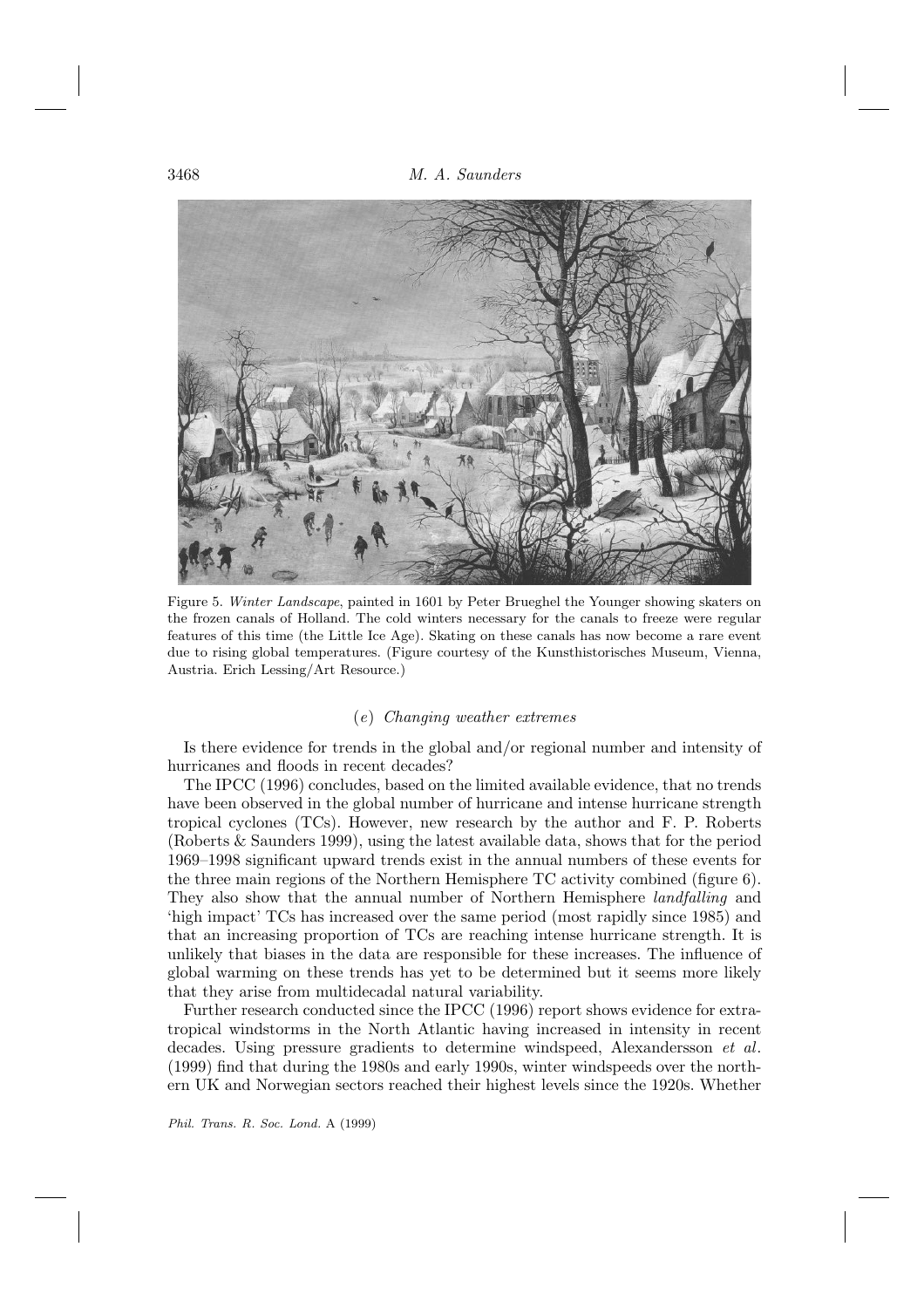Figure 5. *Winter Landscape*, painted in 1601 by Peter Brueghel the Younger showing skaters on the frozen canals of Holland. The cold winters necessary for the canals to freeze were regular features of this time (the Little Ice Age). Skating on these canals has now become a rare event due to rising global temperatures. (Figure courtesy of the Kunsthistorisches Museum, Vienna, Austria. Erich Lessing/Art Resource.)

### (*e*) *Changing weather extremes*

Is there evidence for trends in the global and/or regional number and intensity of hurricanes and floods in recent decades?

The IPCC (1996) concludes, based on the limited available evidence, that no trends have been observed in the global number of hurricane and intense hurricane strength tropical cyclones (TCs). However, new research by the author and F. P. Roberts (Roberts & Saunders 1999), using the latest available data, shows that for the period 1969–1998 significant upward trends exist in the annual numbers of these events for the three main regions of the Northern Hemisphere TC activity combined (figure 6). They also show that the annual number of Northern Hemisphere *landfalling* and 'high impact' TCs has increased over the same period (most rapidly since 1985) and that an increasing proportion of TCs are reaching intense hurricane strength. It is unlikely that biases in the data are responsible for these increases. The influence of global warming on these trends has yet to be determined but it seems more likely that they arise from multidecadal natural variability.

Further research conducted since the IPCC (1996) report shows evidence for extratropical windstorms in the North Atlantic having increased in intensity in recent decades. Using pressure gradients to determine windspeed, Alexandersson *et al.* (1999) find that during the 1980s and early 1990s, winter windspeeds over the northern UK and Norwegian sectors reached their highest levels since the 1920s. Whether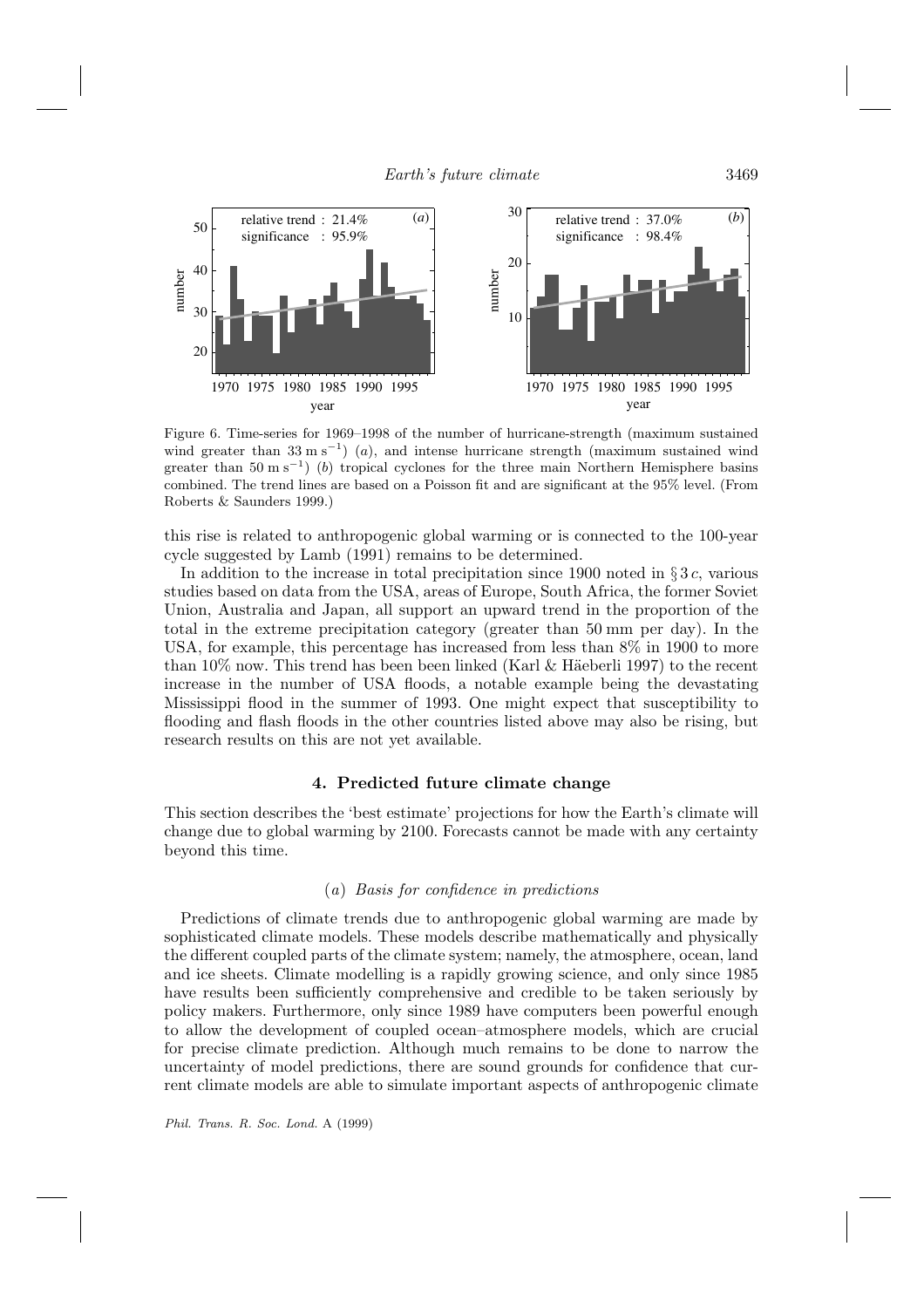Figure 6. Time-series for 1969–1998 of the number of hurricane-strength (maximum sustained wind greater than $33\ \mathrm{m\,s^{-1}}$) (*a*), and intense hurricane strength (maximum sustained wind greater than $50\ \mathrm{m\,s^{-1}}$) (*b*) tropical cyclones for the three main Northern Hemisphere basins combined. The trend lines are based on a Poisson fit and are significant at the 95% level. (From Roberts & Saunders 1999.)

this rise is related to anthropogenic global warming or is connected to the 100-year cycle suggested by Lamb (1991) remains to be determined.

In addition to the increase in total precipitation since 1900 noted in § 3 *c*, various studies based on data from the USA, areas of Europe, South Africa, the former Soviet Union, Australia and Japan, all support an upward trend in the proportion of the total in the extreme precipitation category (greater than 50 mm per day). In the USA, for example, this percentage has increased from less than 8% in 1900 to more than 10% now. This trend has been been linked (Karl & Häeberli 1997) to the recent increase in the number of USA floods, a notable example being the devastating Mississippi flood in the summer of 1993. One might expect that susceptibility to flooding and flash floods in the other countries listed above may also be rising, but research results on this are not yet available.

## 4. Predicted future climate change

This section describes the 'best estimate' projections for how the Earth's climate will change due to global warming by 2100. Forecasts cannot be made with any certainty beyond this time.

### (*a*) *Basis for confidence in predictions*

Predictions of climate trends due to anthropogenic global warming are made by sophisticated climate models. These models describe mathematically and physically the different coupled parts of the climate system; namely, the atmosphere, ocean, land and ice sheets. Climate modelling is a rapidly growing science, and only since 1985 have results been sufficiently comprehensive and credible to be taken seriously by policy makers. Furthermore, only since 1989 have computers been powerful enough to allow the development of coupled ocean–atmosphere models, which are crucial for precise climate prediction. Although much remains to be done to narrow the uncertainty of model predictions, there are sound grounds for confidence that current climate models are able to simulate important aspects of anthropogenic climate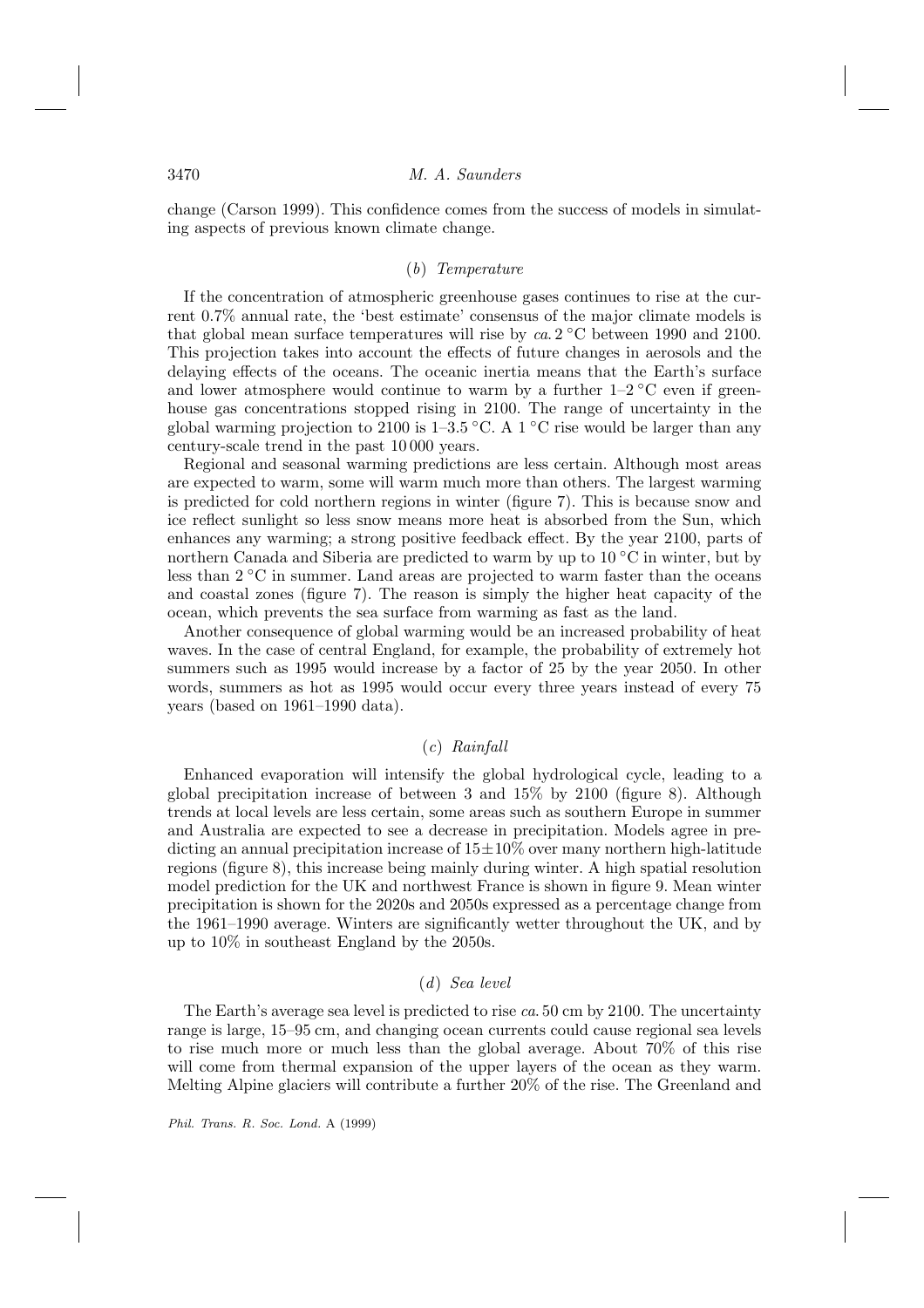change (Carson 1999). This confidence comes from the success of models in simulating aspects of previous known climate change.

### (*b*) *Temperature*

If the concentration of atmospheric greenhouse gases continues to rise at the current 0.7% annual rate, the 'best estimate' consensus of the major climate models is that global mean surface temperatures will rise by *ca.* 2 °C between 1990 and 2100. This projection takes into account the effects of future changes in aerosols and the delaying effects of the oceans. The oceanic inertia means that the Earth's surface and lower atmosphere would continue to warm by a further 1–2 °C even if greenhouse gas concentrations stopped rising in 2100. The range of uncertainty in the global warming projection to 2100 is 1–3.5 °C. A 1 °C rise would be larger than any century-scale trend in the past 10 000 years.

Regional and seasonal warming predictions are less certain. Although most areas are expected to warm, some will warm much more than others. The largest warming is predicted for cold northern regions in winter (figure 7). This is because snow and ice reflect sunlight so less snow means more heat is absorbed from the Sun, which enhances any warming; a strong positive feedback effect. By the year 2100, parts of northern Canada and Siberia are predicted to warm by up to 10 °C in winter, but by less than 2 °C in summer. Land areas are projected to warm faster than the oceans and coastal zones (figure 7). The reason is simply the higher heat capacity of the ocean, which prevents the sea surface from warming as fast as the land.

Another consequence of global warming would be an increased probability of heat waves. In the case of central England, for example, the probability of extremely hot summers such as 1995 would increase by a factor of 25 by the year 2050. In other words, summers as hot as 1995 would occur every three years instead of every 75 years (based on 1961–1990 data).

### (*c*) *Rainfall*

Enhanced evaporation will intensify the global hydrological cycle, leading to a global precipitation increase of between 3 and 15% by 2100 (figure 8). Although trends at local levels are less certain, some areas such as southern Europe in summer and Australia are expected to see a decrease in precipitation. Models agree in predicting an annual precipitation increase of $15 \pm 10\%$ over many northern high-latitude regions (figure 8), this increase being mainly during winter. A high spatial resolution model prediction for the UK and northwest France is shown in figure 9. Mean winter precipitation is shown for the 2020s and 2050s expressed as a percentage change from the 1961–1990 average. Winters are significantly wetter throughout the UK, and by up to 10% in southeast England by the 2050s.

### (*d*) *Sea level*

The Earth's average sea level is predicted to rise *ca.* 50 cm by 2100. The uncertainty range is large, 15–95 cm, and changing ocean currents could cause regional sea levels to rise much more or much less than the global average. About 70% of this rise will come from thermal expansion of the upper layers of the ocean as they warm. Melting Alpine glaciers will contribute a further 20% of the rise. The Greenland and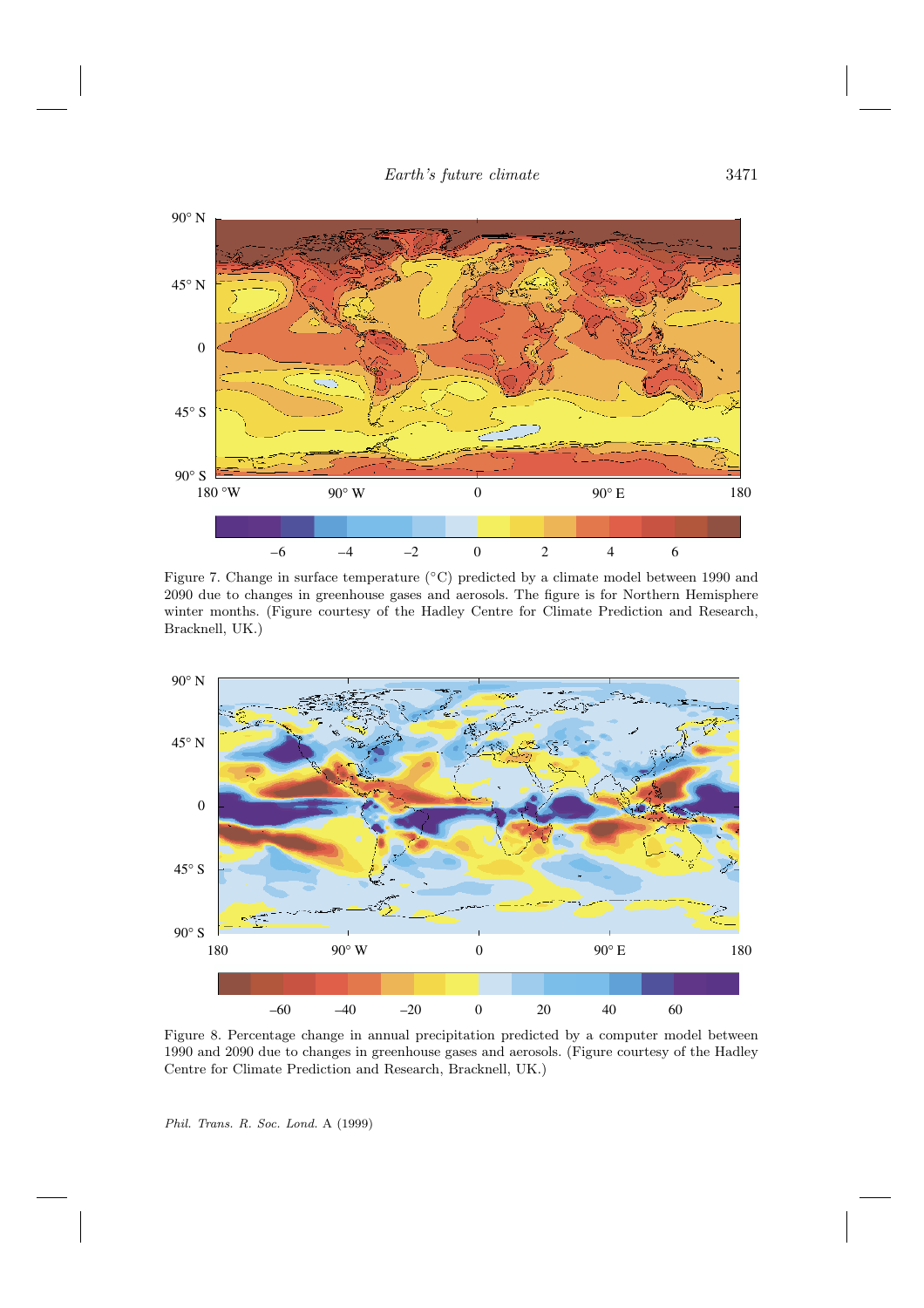Figure 7. Change in surface temperature (°C) predicted by a climate model between 1990 and 2090 due to changes in greenhouse gases and aerosols. The figure is for Northern Hemisphere winter months. (Figure courtesy of the Hadley Centre for Climate Prediction and Research, Bracknell, UK.)

Figure 8. Percentage change in annual precipitation predicted by a computer model between 1990 and 2090 due to changes in greenhouse gases and aerosols. (Figure courtesy of the Hadley Centre for Climate Prediction and Research, Bracknell, UK.)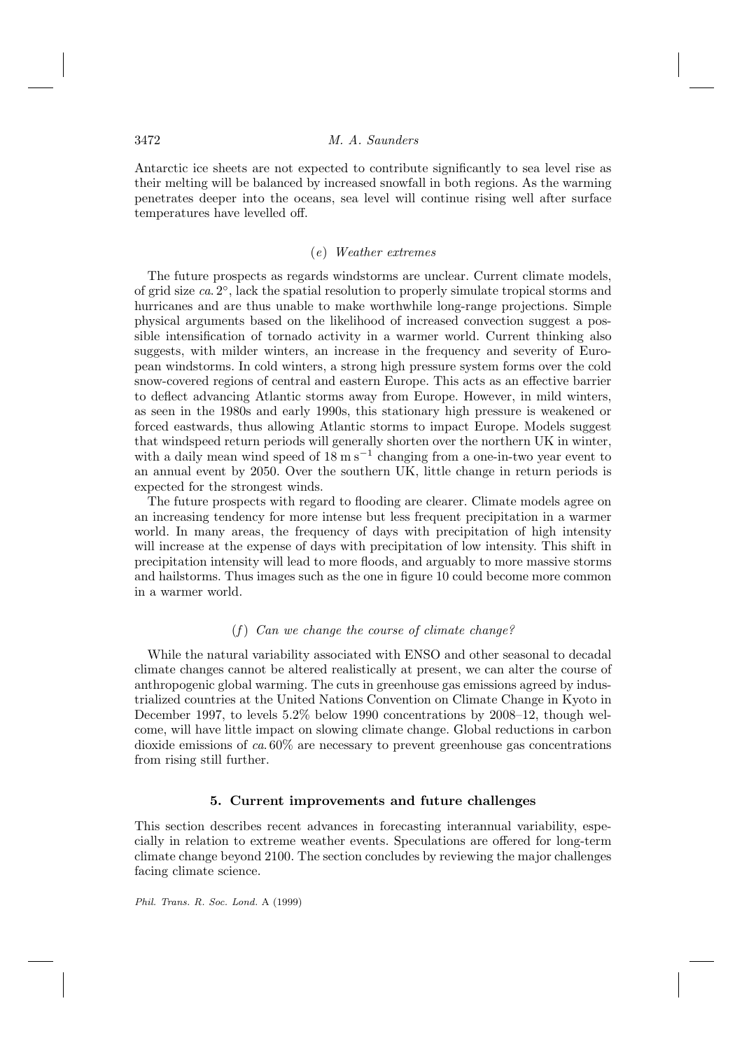Antarctic ice sheets are not expected to contribute significantly to sea level rise as their melting will be balanced by increased snowfall in both regions. As the warming penetrates deeper into the oceans, sea level will continue rising well after surface temperatures have levelled off.

### (e) *Weather extremes*

The future prospects as regards windstorms are unclear. Current climate models, of grid size *ca.* 2°, lack the spatial resolution to properly simulate tropical storms and hurricanes and are thus unable to make worthwhile long-range projections. Simple physical arguments based on the likelihood of increased convection suggest a possible intensification of tornado activity in a warmer world. Current thinking also suggests, with milder winters, an increase in the frequency and severity of European windstorms. In cold winters, a strong high pressure system forms over the cold snow-covered regions of central and eastern Europe. This acts as an effective barrier to deflect advancing Atlantic storms away from Europe. However, in mild winters, as seen in the 1980s and early 1990s, this stationary high pressure is weakened or forced eastwards, thus allowing Atlantic storms to impact Europe. Models suggest that windspeed return periods will generally shorten over the northern UK in winter, with a daily mean wind speed of $18\ \mathrm{m\,s^{-1}}$ changing from a one-in-two year event to an annual event by 2050. Over the southern UK, little change in return periods is expected for the strongest winds.

The future prospects with regard to flooding are clearer. Climate models agree on an increasing tendency for more intense but less frequent precipitation in a warmer world. In many areas, the frequency of days with precipitation of high intensity will increase at the expense of days with precipitation of low intensity. This shift in precipitation intensity will lead to more floods, and arguably to more massive storms and hailstorms. Thus images such as the one in figure 10 could become more common in a warmer world.

### (f) *Can we change the course of climate change?*

While the natural variability associated with ENSO and other seasonal to decadal climate changes cannot be altered realistically at present, we can alter the course of anthropogenic global warming. The cuts in greenhouse gas emissions agreed by industrialized countries at the United Nations Convention on Climate Change in Kyoto in December 1997, to levels 5.2% below 1990 concentrations by 2008–12, though welcome, will have little impact on slowing climate change. Global reductions in carbon dioxide emissions of *ca.* 60% are necessary to prevent greenhouse gas concentrations from rising still further.

## 5. Current improvements and future challenges

This section describes recent advances in forecasting interannual variability, especially in relation to extreme weather events. Speculations are offered for long-term climate change beyond 2100. The section concludes by reviewing the major challenges facing climate science.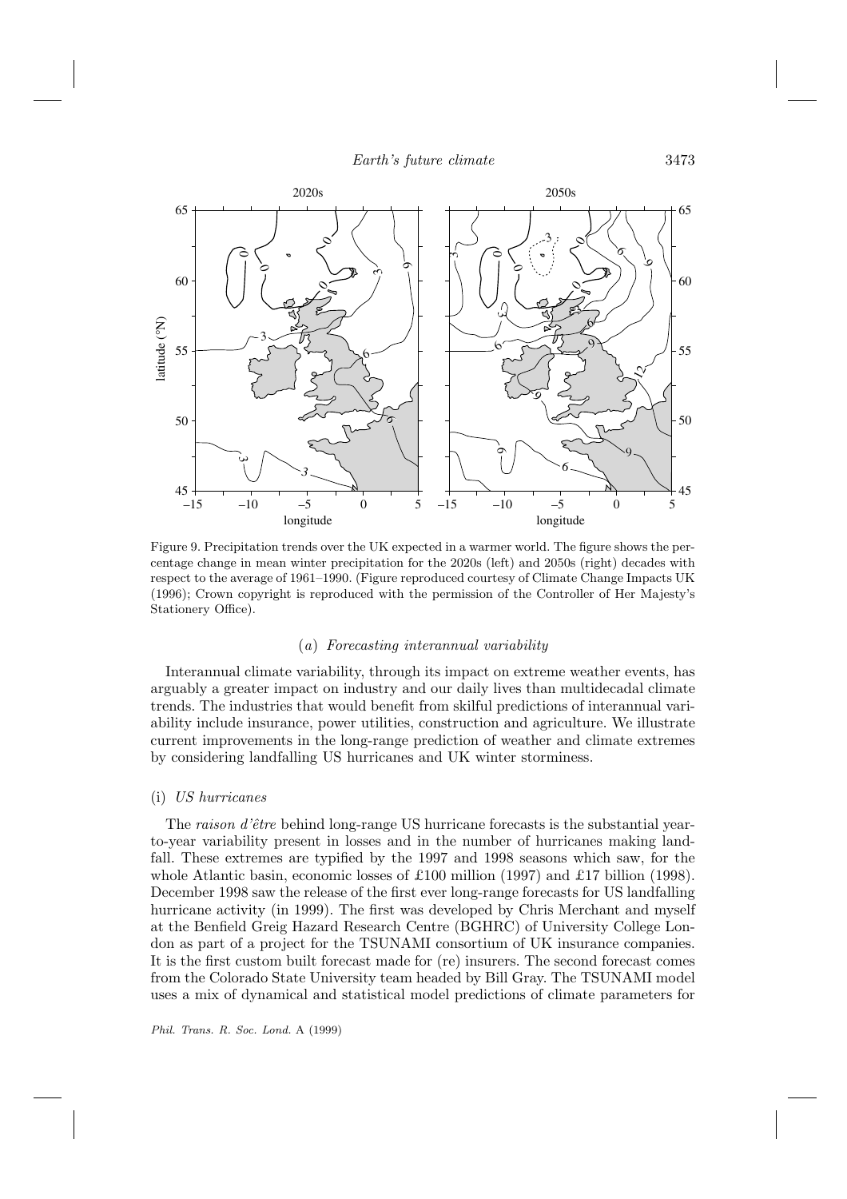Figure 9. Precipitation trends over the UK expected in a warmer world. The figure shows the percentage change in mean winter precipitation for the 2020s (left) and 2050s (right) decades with respect to the average of 1961–1990. (Figure reproduced courtesy of Climate Change Impacts UK (1996); Crown copyright is reproduced with the permission of the Controller of Her Majesty's Stationery Office).

### (*a*) *Forecasting interannual variability*

Interannual climate variability, through its impact on extreme weather events, has arguably a greater impact on industry and our daily lives than multidecadal climate trends. The industries that would benefit from skilful predictions of interannual variability include insurance, power utilities, construction and agriculture. We illustrate current improvements in the long-range prediction of weather and climate extremes by considering landfalling US hurricanes and UK winter storminess.

#### (i) *US hurricanes*

The *raison d'être* behind long-range US hurricane forecasts is the substantial year-to-year variability present in losses and in the number of hurricanes making landfall. These extremes are typified by the 1997 and 1998 seasons which saw, for the whole Atlantic basin, economic losses of £100 million (1997) and £17 billion (1998). December 1998 saw the release of the first ever long-range forecasts for US landfalling hurricane activity (in 1999). The first was developed by Chris Merchant and myself at the Benfield Greig Hazard Research Centre (BGHRC) of University College London as part of a project for the TSUNAMI consortium of UK insurance companies. It is the first custom built forecast made for (re) insurers. The second forecast comes from the Colorado State University team headed by Bill Gray. The TSUNAMI model uses a mix of dynamical and statistical model predictions of climate parameters for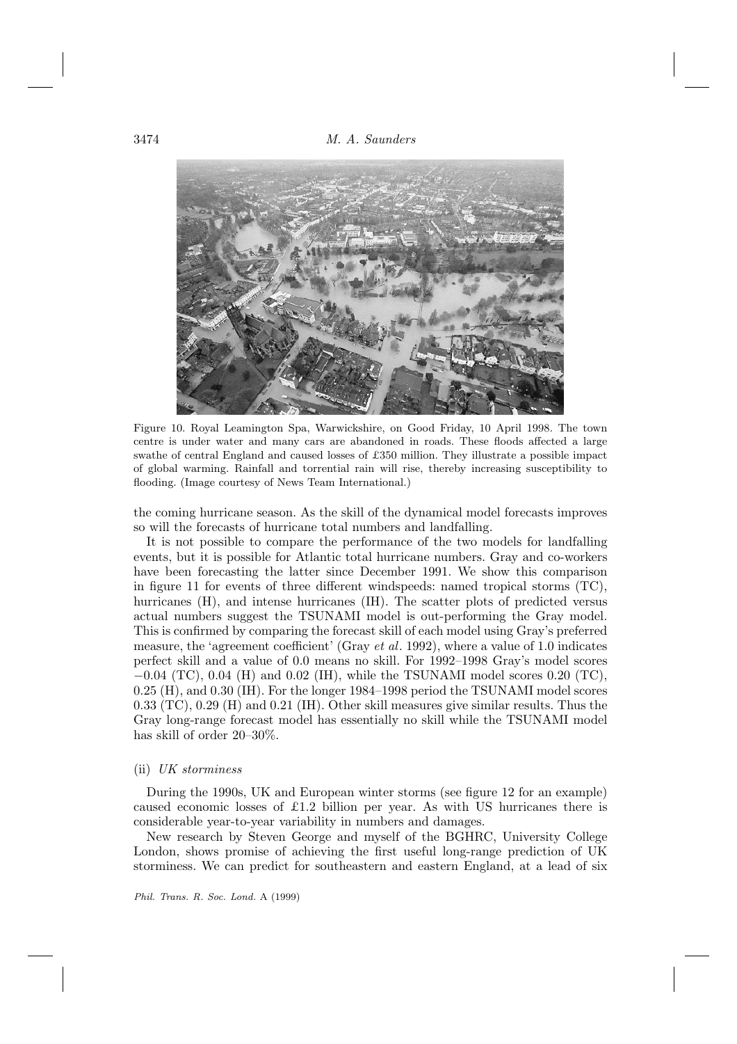Figure 10. Royal Leamington Spa, Warwickshire, on Good Friday, 10 April 1998. The town centre is under water and many cars are abandoned in roads. These floods affected a large swathe of central England and caused losses of £350 million. They illustrate a possible impact of global warming. Rainfall and torrential rain will rise, thereby increasing susceptibility to flooding. (Image courtesy of News Team International.)

the coming hurricane season. As the skill of the dynamical model forecasts improves so will the forecasts of hurricane total numbers and landfalling.

It is not possible to compare the performance of the two models for landfalling events, but it is possible for Atlantic total hurricane numbers. Gray and co-workers have been forecasting the latter since December 1991. We show this comparison in figure 11 for events of three different windspeeds: named tropical storms (TC), hurricanes (H), and intense hurricanes (IH). The scatter plots of predicted versus actual numbers suggest the TSUNAMI model is out-performing the Gray model. This is confirmed by comparing the forecast skill of each model using Gray's preferred measure, the 'agreement coefficient' (Gray *et al*. 1992), where a value of 1.0 indicates perfect skill and a value of 0.0 means no skill. For 1992–1998 Gray's model scores −0.04 (TC), 0.04 (H) and 0.02 (IH), while the TSUNAMI model scores 0.20 (TC), 0.25 (H), and 0.30 (IH). For the longer 1984–1998 period the TSUNAMI model scores 0.33 (TC), 0.29 (H) and 0.21 (IH). Other skill measures give similar results. Thus the Gray long-range forecast model has essentially no skill while the TSUNAMI model has skill of order 20–30%.

### (ii) *UK storminess*

During the 1990s, UK and European winter storms (see figure 12 for an example) caused economic losses of £1.2 billion per year. As with US hurricanes there is considerable year-to-year variability in numbers and damages.

New research by Steven George and myself of the BGHRC, University College London, shows promise of achieving the first useful long-range prediction of UK storminess. We can predict for southeastern and eastern England, at a lead of six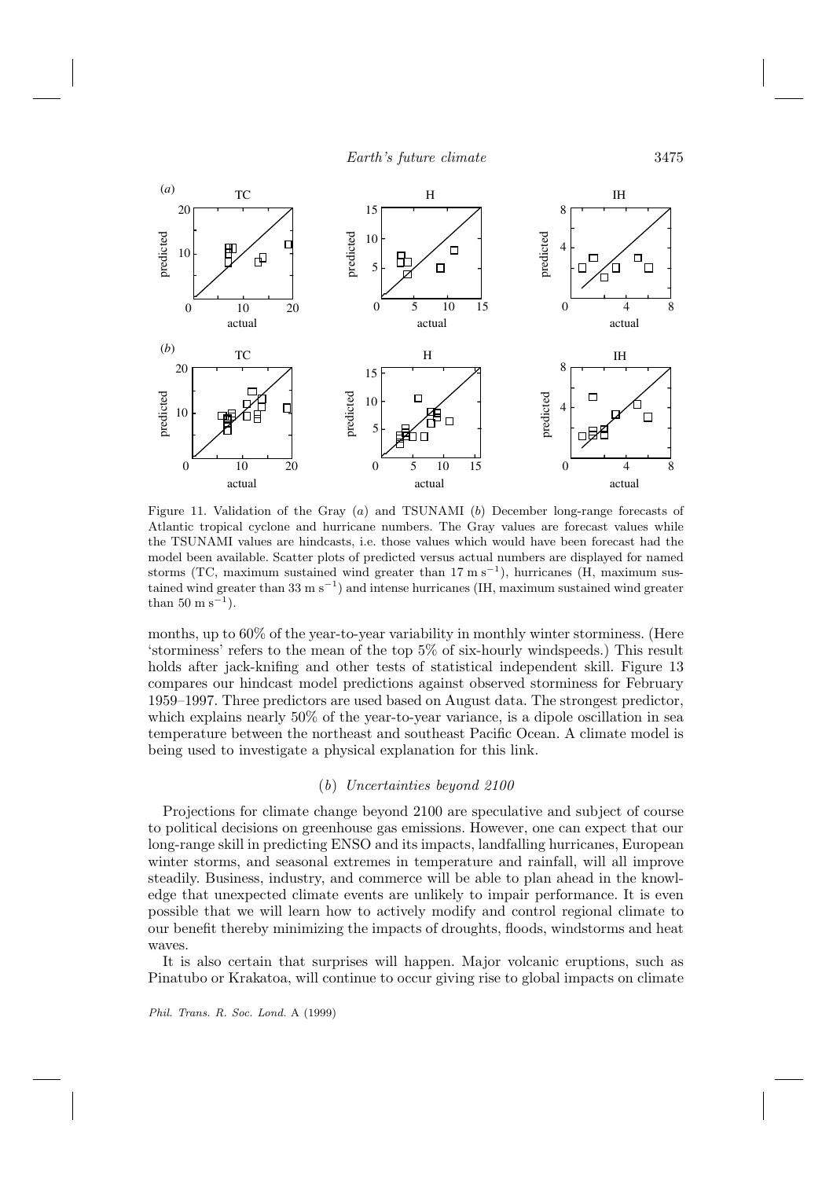Figure 11. Validation of the Gray (*a*) and TSUNAMI (*b*) December long-range forecasts of Atlantic tropical cyclone and hurricane numbers. The Gray values are forecast values while the TSUNAMI values are hindcasts, i.e. those values which would have been forecast had the model been available. Scatter plots of predicted versus actual numbers are displayed for named storms (TC, maximum sustained wind greater than 17 m $s^{-1}$), hurricanes (H, maximum sustained wind greater than 33 m $s^{-1}$) and intense hurricanes (IH, maximum sustained wind greater than 50 m $s^{-1}$).

months, up to 60% of the year-to-year variability in monthly winter storminess. (Here 'storminess' refers to the mean of the top 5% of six-hourly windspeeds.) This result holds after jack-knifing and other tests of statistical independent skill. Figure 13 compares our hindcast model predictions against observed storminess for February 1959–1997. Three predictors are used based on August data. The strongest predictor, which explains nearly 50% of the year-to-year variance, is a dipole oscillation in sea temperature between the northeast and southeast Pacific Ocean. A climate model is being used to investigate a physical explanation for this link.

### (*b*) *Uncertainties beyond 2100*

Projections for climate change beyond 2100 are speculative and subject of course to political decisions on greenhouse gas emissions. However, one can expect that our long-range skill in predicting ENSO and its impacts, landfalling hurricanes, European winter storms, and seasonal extremes in temperature and rainfall, will all improve steadily. Business, industry, and commerce will be able to plan ahead in the knowledge that unexpected climate events are unlikely to impair performance. It is even possible that we will learn how to actively modify and control regional climate to our benefit thereby minimizing the impacts of droughts, floods, windstorms and heat waves.

It is also certain that surprises will happen. Major volcanic eruptions, such as Pinatubo or Krakatoa, will continue to occur giving rise to global impacts on climate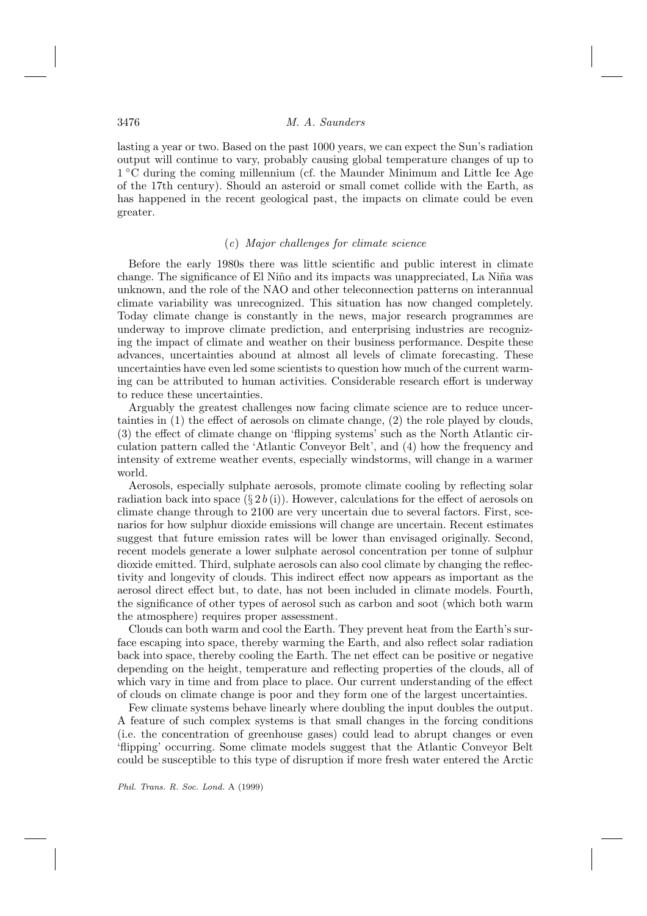lasting a year or two. Based on the past 1000 years, we can expect the Sun's radiation output will continue to vary, probably causing global temperature changes of up to 1 °C during the coming millennium (cf. the Maunder Minimum and Little Ice Age of the 17th century). Should an asteroid or small comet collide with the Earth, as has happened in the recent geological past, the impacts on climate could be even greater.

### (*c*) *Major challenges for climate science*

Before the early 1980s there was little scientific and public interest in climate change. The significance of El Niño and its impacts was unappreciated, La Niña was unknown, and the role of the NAO and other teleconnection patterns on interannual climate variability was unrecognized. This situation has now changed completely. Today climate change is constantly in the news, major research programmes are underway to improve climate prediction, and enterprising industries are recognizing the impact of climate and weather on their business performance. Despite these advances, uncertainties abound at almost all levels of climate forecasting. These uncertainties have even led some scientists to question how much of the current warming can be attributed to human activities. Considerable research effort is underway to reduce these uncertainties.

Arguably the greatest challenges now facing climate science are to reduce uncertainties in (1) the effect of aerosols on climate change, (2) the role played by clouds, (3) the effect of climate change on 'flipping systems' such as the North Atlantic circulation pattern called the 'Atlantic Conveyor Belt', and (4) how the frequency and intensity of extreme weather events, especially windstorms, will change in a warmer world.

Aerosols, especially sulphate aerosols, promote climate cooling by reflecting solar radiation back into space (§ 2 *b* (i)). However, calculations for the effect of aerosols on climate change through to 2100 are very uncertain due to several factors. First, scenarios for how sulphur dioxide emissions will change are uncertain. Recent estimates suggest that future emission rates will be lower than envisaged originally. Second, recent models generate a lower sulphate aerosol concentration per tonne of sulphur dioxide emitted. Third, sulphate aerosols can also cool climate by changing the reflectivity and longevity of clouds. This indirect effect now appears as important as the aerosol direct effect but, to date, has not been included in climate models. Fourth, the significance of other types of aerosol such as carbon and soot (which both warm the atmosphere) requires proper assessment.

Clouds can both warm and cool the Earth. They prevent heat from the Earth's surface escaping into space, thereby warming the Earth, and also reflect solar radiation back into space, thereby cooling the Earth. The net effect can be positive or negative depending on the height, temperature and reflecting properties of the clouds, all of which vary in time and from place to place. Our current understanding of the effect of clouds on climate change is poor and they form one of the largest uncertainties.

Few climate systems behave linearly where doubling the input doubles the output. A feature of such complex systems is that small changes in the forcing conditions (i.e. the concentration of greenhouse gases) could lead to abrupt changes or even 'flipping' occurring. Some climate models suggest that the Atlantic Conveyor Belt could be susceptible to this type of disruption if more fresh water entered the Arctic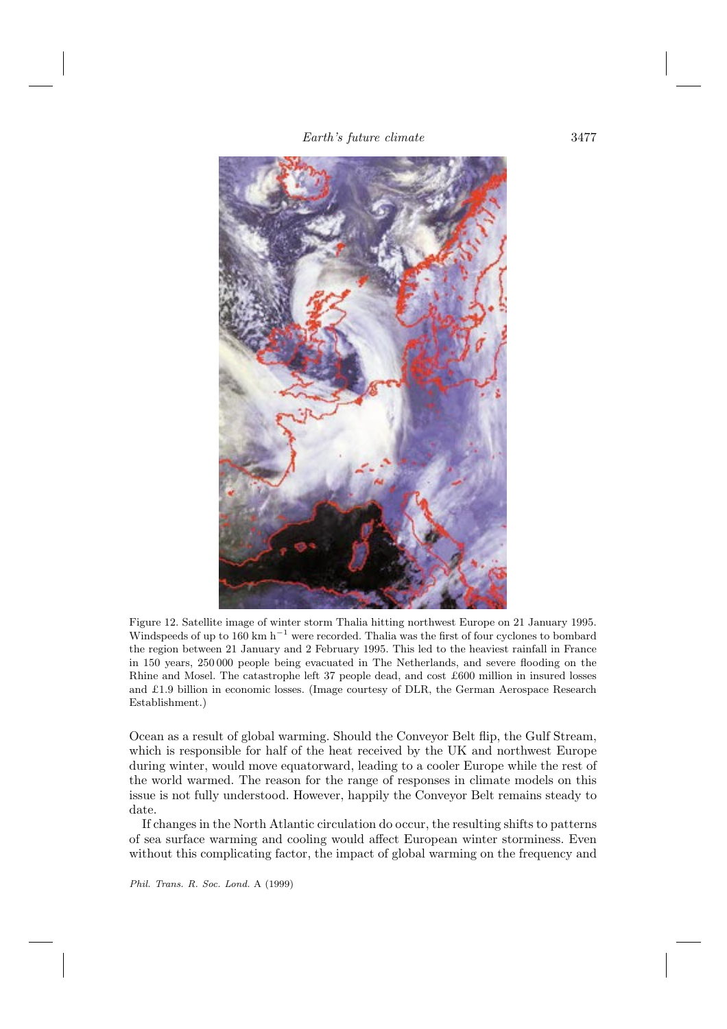Figure 12. Satellite image of winter storm Thalia hitting northwest Europe on 21 January 1995. Windspeeds of up to 160 km $h^{-1}$ were recorded. Thalia was the first of four cyclones to bombard the region between 21 January and 2 February 1995. This led to the heaviest rainfall in France in 150 years, 250 000 people being evacuated in The Netherlands, and severe flooding on the Rhine and Mosel. The catastrophe left 37 people dead, and cost £600 million in insured losses and £1.9 billion in economic losses. (Image courtesy of DLR, the German Aerospace Research Establishment.)

Ocean as a result of global warming. Should the Conveyor Belt flip, the Gulf Stream, which is responsible for half of the heat received by the UK and northwest Europe during winter, would move equatorward, leading to a cooler Europe while the rest of the world warmed. The reason for the range of responses in climate models on this issue is not fully understood. However, happily the Conveyor Belt remains steady to date.

If changes in the North Atlantic circulation do occur, the resulting shifts to patterns of sea surface warming and cooling would affect European winter storminess. Even without this complicating factor, the impact of global warming on the frequency and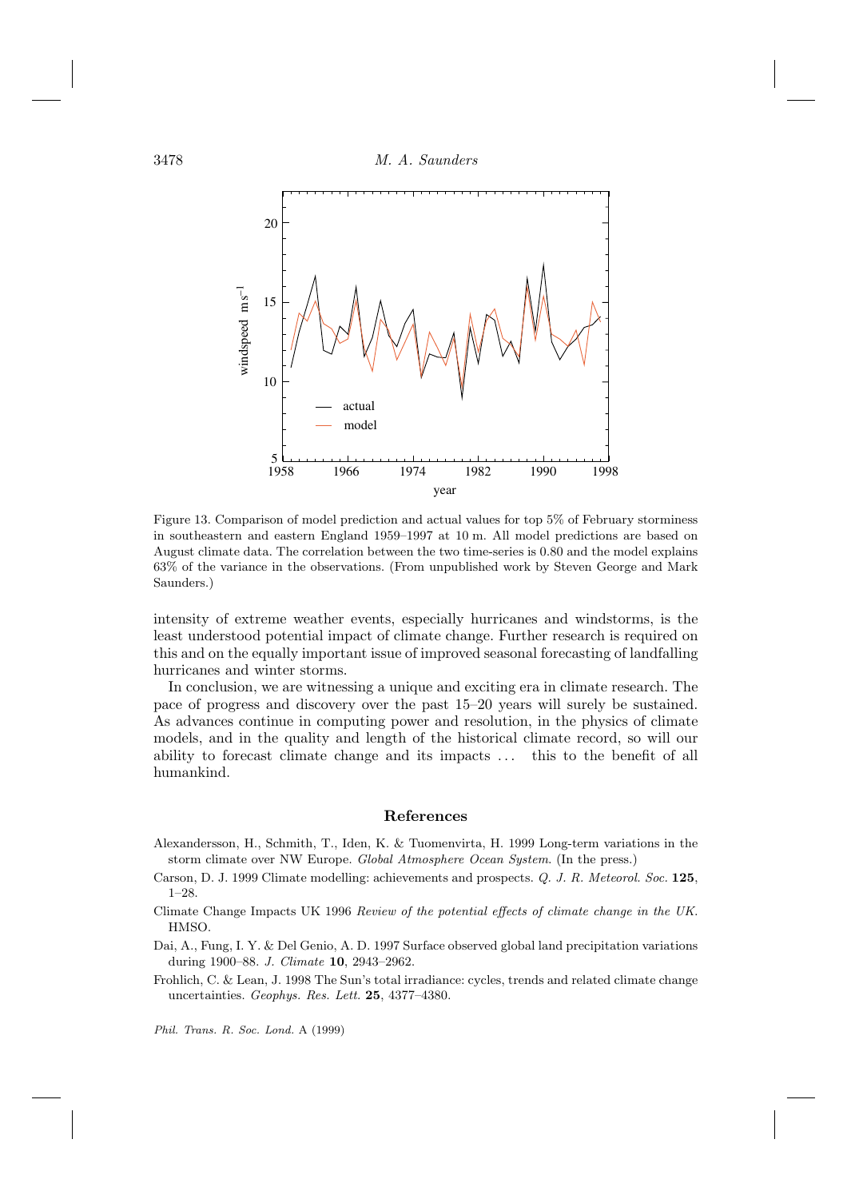Figure 13. Comparison of model prediction and actual values for top 5% of February storminess in southeastern and eastern England 1959–1997 at 10 m. All model predictions are based on August climate data. The correlation between the two time-series is 0.80 and the model explains 63% of the variance in the observations. (From unpublished work by Steven George and Mark Saunders.)

intensity of extreme weather events, especially hurricanes and windstorms, is the least understood potential impact of climate change. Further research is required on this and on the equally important issue of improved seasonal forecasting of landfalling hurricanes and winter storms.

In conclusion, we are witnessing a unique and exciting era in climate research. The pace of progress and discovery over the past 15–20 years will surely be sustained. As advances continue in computing power and resolution, in the physics of climate models, and in the quality and length of the historical climate record, so will our ability to forecast climate change and its impacts ... this to the benefit of all humankind.

## References

Alexandersson, H., Schmith, T., Iden, K. & Tuomenvirta, H. 1999 Long-term variations in the storm climate over NW Europe. *Global Atmosphere Ocean System*. (In the press.)

Carson, D. J. 1999 Climate modelling: achievements and prospects. *Q. J. R. Meteorol. Soc.* **125**, 1–28.

Climate Change Impacts UK 1996 *Review of the potential effects of climate change in the UK*. HMSO.

Dai, A., Fung, I. Y. & Del Genio, A. D. 1997 Surface observed global land precipitation variations during 1900–88. *J. Climate* **10**, 2943–2962.

Frohlich, C. & Lean, J. 1998 The Sun's total irradiance: cycles, trends and related climate change uncertainties. *Geophys. Res. Lett.* **25**, 4377–4380.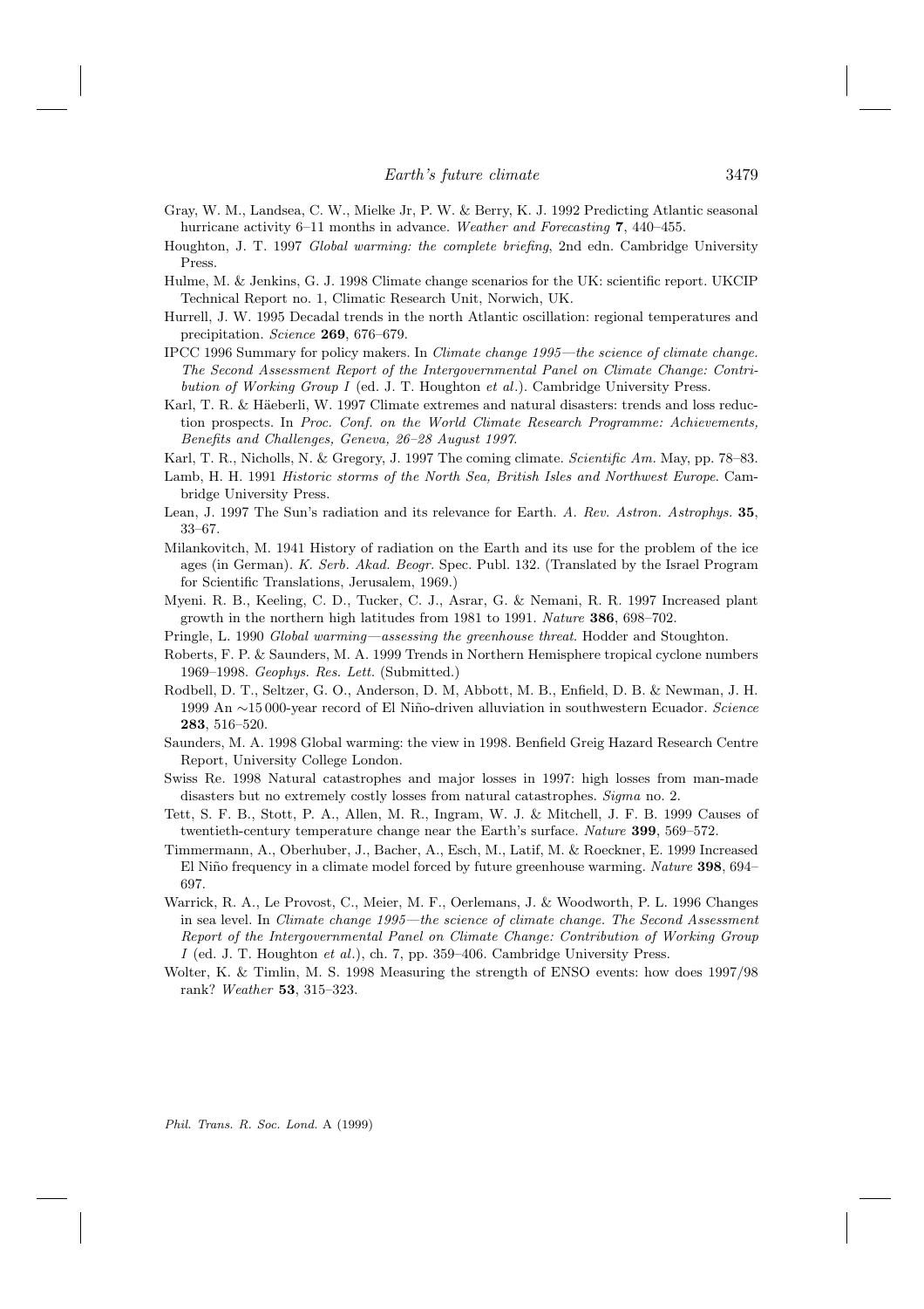Gray, W. M., Landsea, C. W., Mielke Jr, P. W. & Berry, K. J. 1992 Predicting Atlantic seasonal hurricane activity 6–11 months in advance. *Weather and Forecasting* **7**, 440–455.

Houghton, J. T. 1997 *Global warming: the complete briefing*, 2nd edn. Cambridge University Press.

Hulme, M. & Jenkins, G. J. 1998 Climate change scenarios for the UK: scientific report. UKCIP Technical Report no. 1, Climatic Research Unit, Norwich, UK.

Hurrell, J. W. 1995 Decadal trends in the north Atlantic oscillation: regional temperatures and precipitation. *Science* **269**, 676–679.

IPCC 1996 Summary for policy makers. In *Climate change 1995—the science of climate change. The Second Assessment Report of the Intergovernmental Panel on Climate Change: Contribution of Working Group I* (ed. J. T. Houghton *et al*.). Cambridge University Press.

Karl, T. R. & Häeberli, W. 1997 Climate extremes and natural disasters: trends and loss reduction prospects. In *Proc. Conf. on the World Climate Research Programme: Achievements, Benefits and Challenges, Geneva, 26–28 August 1997*.

Karl, T. R., Nicholls, N. & Gregory, J. 1997 The coming climate. *Scientific Am.* May, pp. 78–83.

Lamb, H. H. 1991 *Historic storms of the North Sea, British Isles and Northwest Europe*. Cambridge University Press.

Lean, J. 1997 The Sun's radiation and its relevance for Earth. *A. Rev. Astron. Astrophys.* **35**, 33–67.

Milankovitch, M. 1941 History of radiation on the Earth and its use for the problem of the ice ages (in German). *K. Serb. Akad. Beogr.* Spec. Publ. 132. (Translated by the Israel Program for Scientific Translations, Jerusalem, 1969.)

Myeni. R. B., Keeling, C. D., Tucker, C. J., Asrar, G. & Nemani, R. R. 1997 Increased plant growth in the northern high latitudes from 1981 to 1991. *Nature* **386**, 698–702.

Pringle, L. 1990 *Global warming—assessing the greenhouse threat*. Hodder and Stoughton.

Roberts, F. P. & Saunders, M. A. 1999 Trends in Northern Hemisphere tropical cyclone numbers 1969–1998. *Geophys. Res. Lett.* (Submitted.)

Rodbell, D. T., Seltzer, G. O., Anderson, D. M, Abbott, M. B., Enfield, D. B. & Newman, J. H. 1999 An ∼15 000-year record of El Niño-driven alluviation in southwestern Ecuador. *Science* **283**, 516–520.

Saunders, M. A. 1998 Global warming: the view in 1998. Benfield Greig Hazard Research Centre Report, University College London.

Swiss Re. 1998 Natural catastrophes and major losses in 1997: high losses from man-made disasters but no extremely costly losses from natural catastrophes. *Sigma* no. 2.

Tett, S. F. B., Stott, P. A., Allen, M. R., Ingram, W. J. & Mitchell, J. F. B. 1999 Causes of twentieth-century temperature change near the Earth's surface. *Nature* **399**, 569–572.

Timmermann, A., Oberhuber, J., Bacher, A., Esch, M., Latif, M. & Roeckner, E. 1999 Increased El Niño frequency in a climate model forced by future greenhouse warming. *Nature* **398**, 694–697.

Warrick, R. A., Le Provost, C., Meier, M. F., Oerlemans, J. & Woodworth, P. L. 1996 Changes in sea level. In *Climate change 1995—the science of climate change. The Second Assessment Report of the Intergovernmental Panel on Climate Change: Contribution of Working Group I* (ed. J. T. Houghton *et al*.), ch. 7, pp. 359–406. Cambridge University Press.

Wolter, K. & Timlin, M. S. 1998 Measuring the strength of ENSO events: how does 1997/98 rank? *Weather* **53**, 315–323.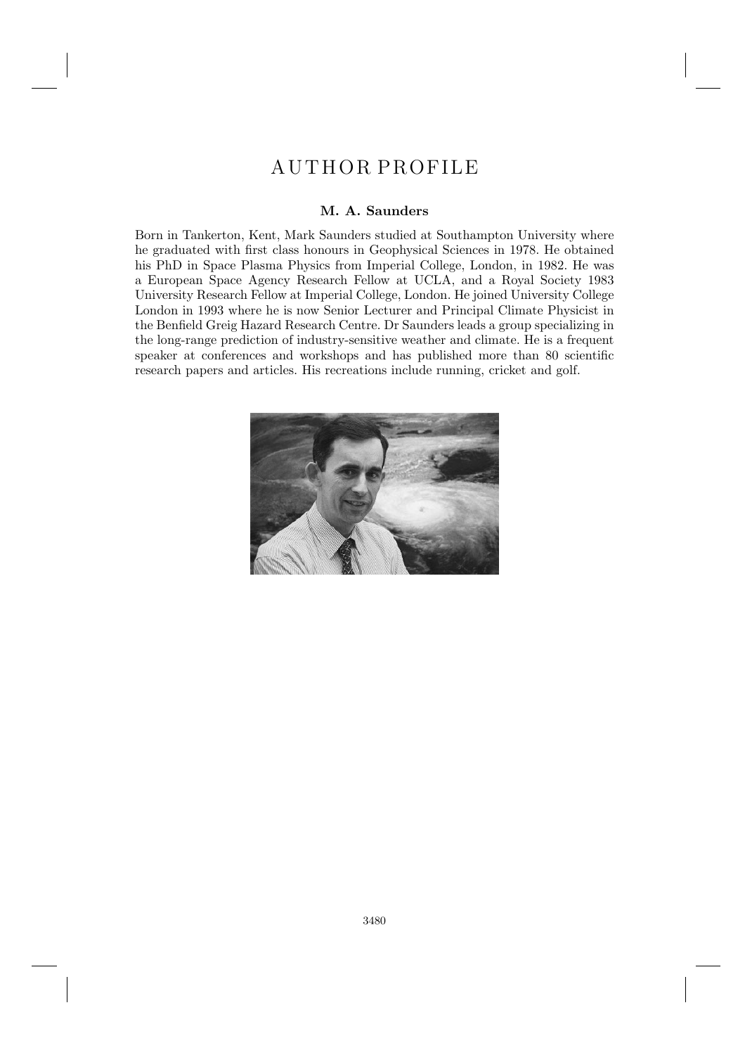# AUTHOR PROFILE

## M. A. Saunders

Born in Tankerton, Kent, Mark Saunders studied at Southampton University where he graduated with first class honours in Geophysical Sciences in 1978. He obtained his PhD in Space Plasma Physics from Imperial College, London, in 1982. He was a European Space Agency Research Fellow at UCLA, and a Royal Society 1983 University Research Fellow at Imperial College, London. He joined University College London in 1993 where he is now Senior Lecturer and Principal Climate Physicist in the Benfield Greig Hazard Research Centre. Dr Saunders leads a group specializing in the long-range prediction of industry-sensitive weather and climate. He is a frequent speaker at conferences and workshops and has published more than 80 scientific research papers and articles. His recreations include running, cricket and golf.